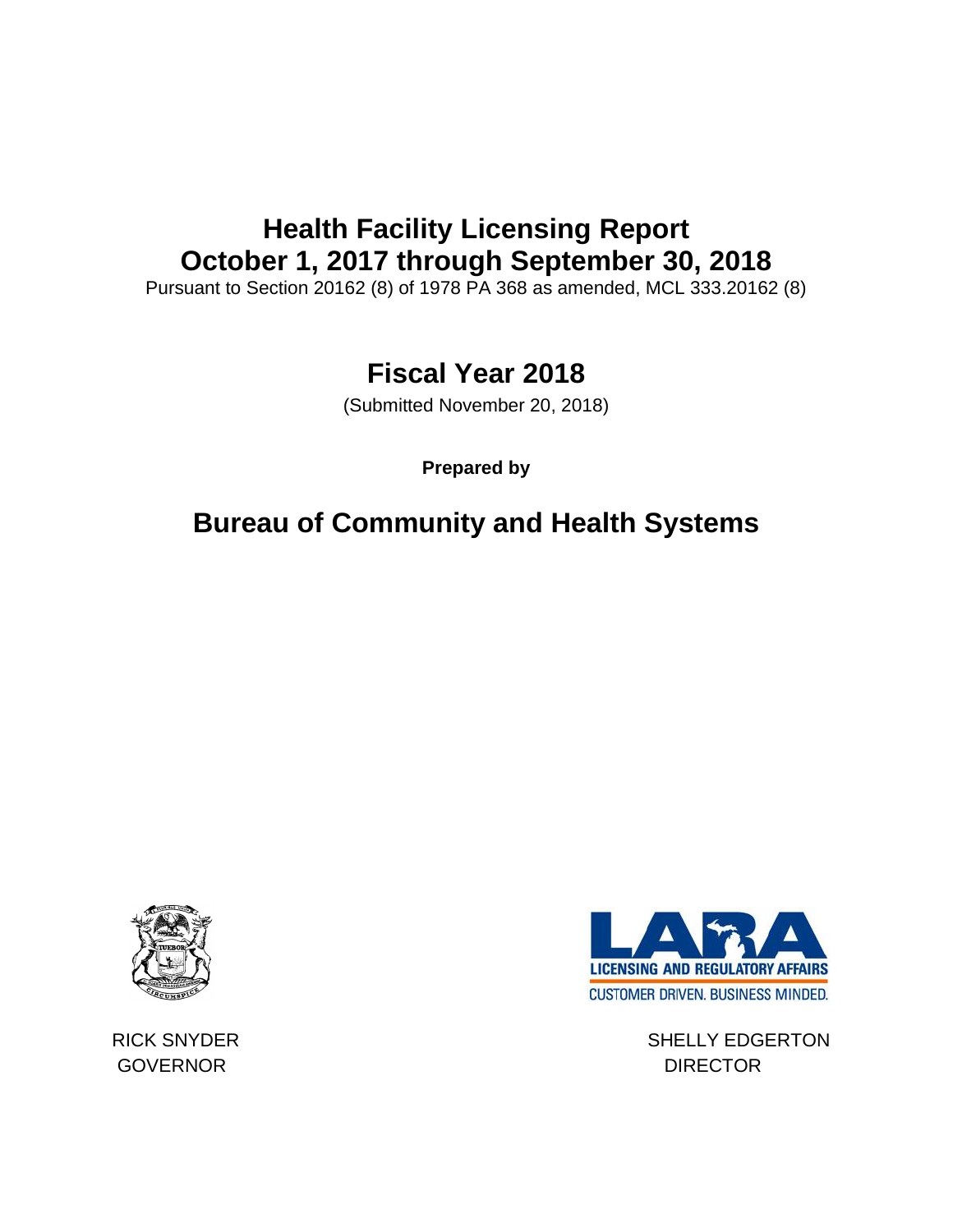# Health Facility Licensing Report
# October 1, 2017 through September 30, 2018

Pursuant to Section 20162 (8) of 1978 PA 368 as amended, MCL 333.20162 (8)

## Fiscal Year 2018

(Submitted November 20, 2018)

**Prepared by**

## Bureau of Community and Health Systems

LICENSING AND REGULATORY AFFAIRS

CUSTOMER DRIVEN. BUSINESS MINDED.

RICK SNYDER
GOVERNOR

SHELLY EDGERTON
DIRECTOR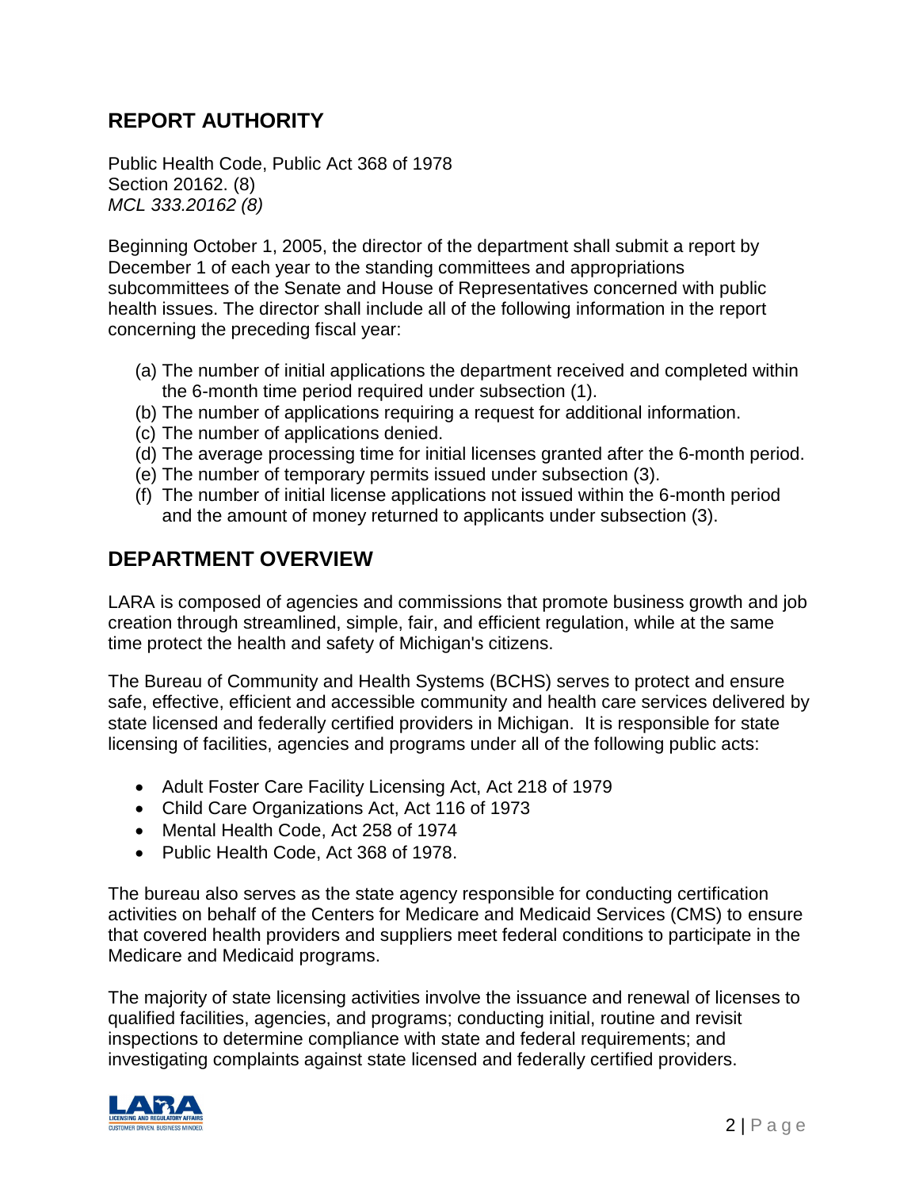## REPORT AUTHORITY

Public Health Code, Public Act 368 of 1978
Section 20162. (8)
*MCL 333.20162 (8)*

Beginning October 1, 2005, the director of the department shall submit a report by December 1 of each year to the standing committees and appropriations subcommittees of the Senate and House of Representatives concerned with public health issues. The director shall include all of the following information in the report concerning the preceding fiscal year:

(a) The number of initial applications the department received and completed within the 6-month time period required under subsection (1).
(b) The number of applications requiring a request for additional information.
(c) The number of applications denied.
(d) The average processing time for initial licenses granted after the 6-month period.
(e) The number of temporary permits issued under subsection (3).
(f) The number of initial license applications not issued within the 6-month period and the amount of money returned to applicants under subsection (3).

## DEPARTMENT OVERVIEW

LARA is composed of agencies and commissions that promote business growth and job creation through streamlined, simple, fair, and efficient regulation, while at the same time protect the health and safety of Michigan's citizens.

The Bureau of Community and Health Systems (BCHS) serves to protect and ensure safe, effective, efficient and accessible community and health care services delivered by state licensed and federally certified providers in Michigan. It is responsible for state licensing of facilities, agencies and programs under all of the following public acts:

- Adult Foster Care Facility Licensing Act, Act 218 of 1979
- Child Care Organizations Act, Act 116 of 1973
- Mental Health Code, Act 258 of 1974
- Public Health Code, Act 368 of 1978.

The bureau also serves as the state agency responsible for conducting certification activities on behalf of the Centers for Medicare and Medicaid Services (CMS) to ensure that covered health providers and suppliers meet federal conditions to participate in the Medicare and Medicaid programs.

The majority of state licensing activities involve the issuance and renewal of licenses to qualified facilities, agencies, and programs; conducting initial, routine and revisit inspections to determine compliance with state and federal requirements; and investigating complaints against state licensed and federally certified providers.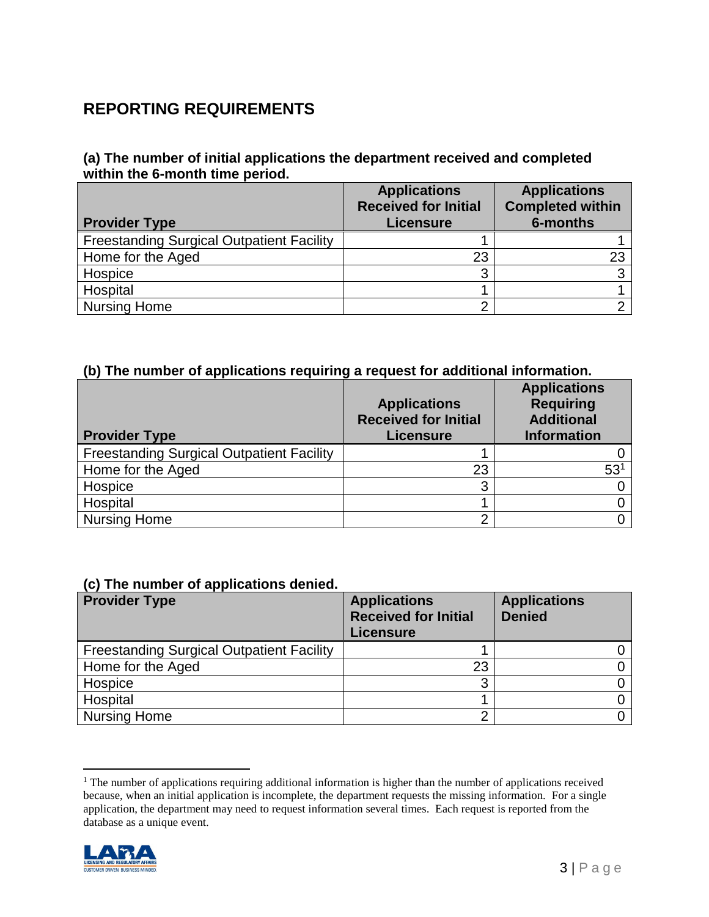## REPORTING REQUIREMENTS

### (a) The number of initial applications the department received and completed within the 6-month time period.

| Provider Type | Applications Received for Initial Licensure | Applications Completed within 6-months |
|---|---|---|
| Freestanding Surgical Outpatient Facility | 1 | 1 |
| Home for the Aged | 23 | 23 |
| Hospice | 3 | 3 |
| Hospital | 1 | 1 |
| Nursing Home | 2 | 2 |

### (b) The number of applications requiring a request for additional information.

| Provider Type | Applications Received for Initial Licensure | Applications Requiring Additional Information |
|---|---|---|
| Freestanding Surgical Outpatient Facility | 1 | 0 |
| Home for the Aged | 23 | 53[1] |
| Hospice | 3 | 0 |
| Hospital | 1 | 0 |
| Nursing Home | 2 | 0 |

### (c) The number of applications denied.

| Provider Type | Applications Received for Initial Licensure | Applications Denied |
|---|---|---|
| Freestanding Surgical Outpatient Facility | 1 | 0 |
| Home for the Aged | 23 | 0 |
| Hospice | 3 | 0 |
| Hospital | 1 | 0 |
| Nursing Home | 2 | 0 |

[1] The number of applications requiring additional information is higher than the number of applications received because, when an initial application is incomplete, the department requests the missing information. For a single application, the department may need to request information several times. Each request is reported from the database as a unique event.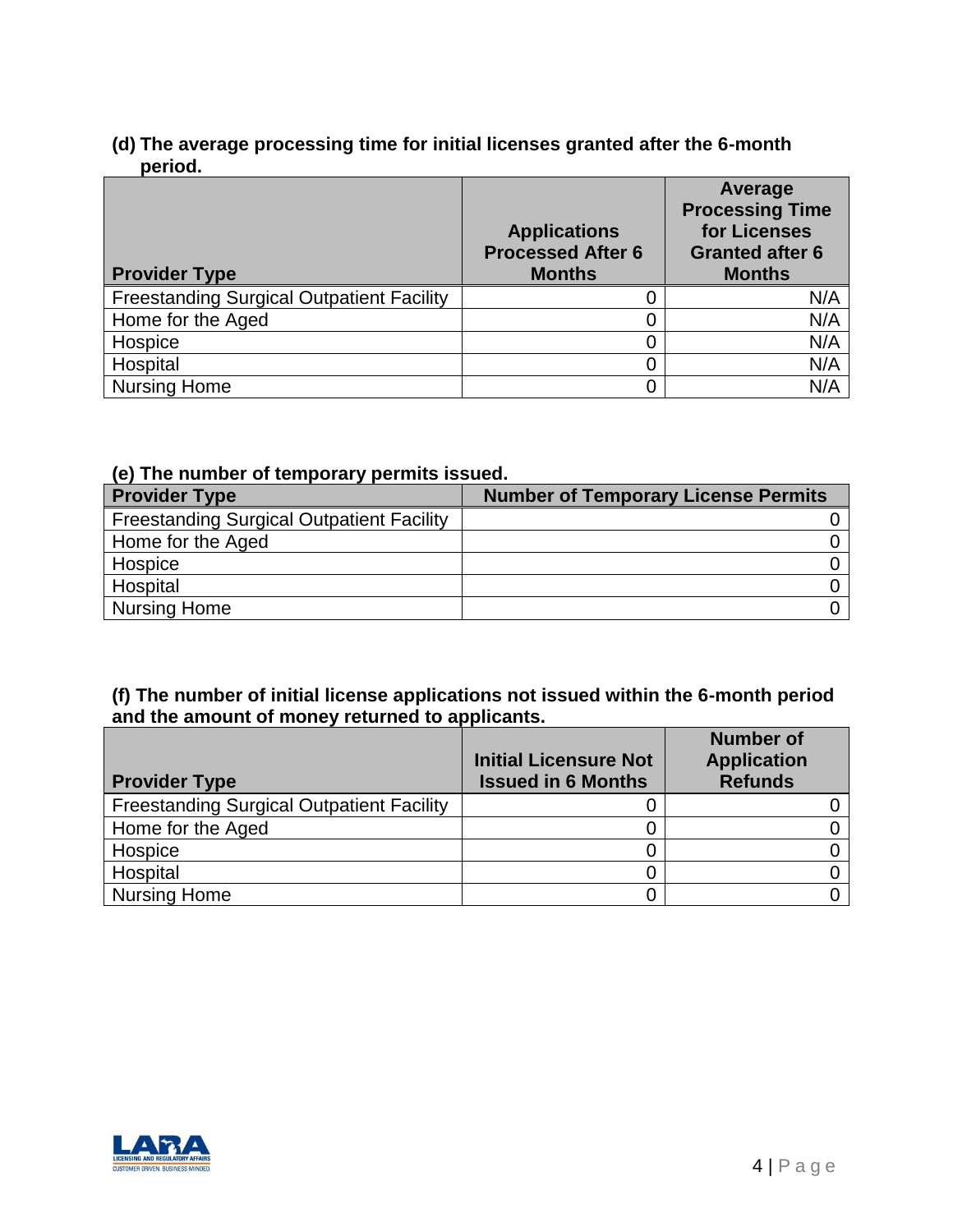**(d) The average processing time for initial licenses granted after the 6-month period.**

| Provider Type | Applications Processed After 6 Months | Average Processing Time for Licenses Granted after 6 Months |
|---|---|---|
| Freestanding Surgical Outpatient Facility | 0 | N/A |
| Home for the Aged | 0 | N/A |
| Hospice | 0 | N/A |
| Hospital | 0 | N/A |
| Nursing Home | 0 | N/A |

**(e) The number of temporary permits issued.**

| Provider Type | Number of Temporary License Permits |
|---|---|
| Freestanding Surgical Outpatient Facility | 0 |
| Home for the Aged | 0 |
| Hospice | 0 |
| Hospital | 0 |
| Nursing Home | 0 |

**(f) The number of initial license applications not issued within the 6-month period and the amount of money returned to applicants.**

| Provider Type | Initial Licensure Not Issued in 6 Months | Number of Application Refunds |
|---|---|---|
| Freestanding Surgical Outpatient Facility | 0 | 0 |
| Home for the Aged | 0 | 0 |
| Hospice | 0 | 0 |
| Hospital | 0 | 0 |
| Nursing Home | 0 | 0 |